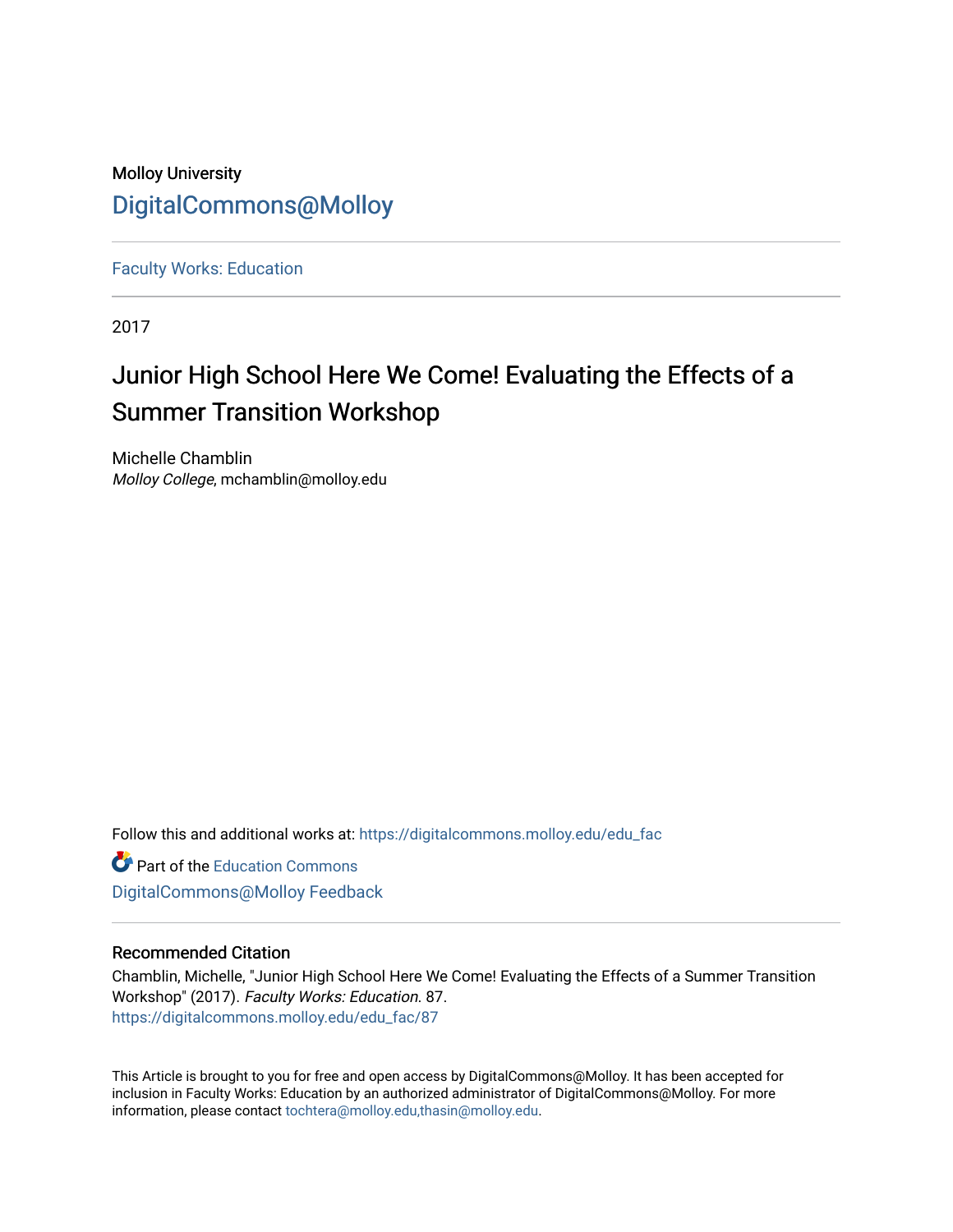Molloy University

DigitalCommons@Molloy

Faculty Works: Education

2017

# Junior High School Here We Come! Evaluating the Effects of a Summer Transition Workshop

Michelle Chamblin

*Molloy College*, mchamblin@molloy.edu

Follow this and additional works at: https://digitalcommons.molloy.edu/edu_fac

Part of the Education Commons

DigitalCommons@Molloy Feedback

## Recommended Citation

Chamblin, Michelle, "Junior High School Here We Come! Evaluating the Effects of a Summer Transition Workshop" (2017). *Faculty Works: Education*. 87.
https://digitalcommons.molloy.edu/edu_fac/87

This Article is brought to you for free and open access by DigitalCommons@Molloy. It has been accepted for inclusion in Faculty Works: Education by an authorized administrator of DigitalCommons@Molloy. For more information, please contact tochtera@molloy.edu,thasin@molloy.edu.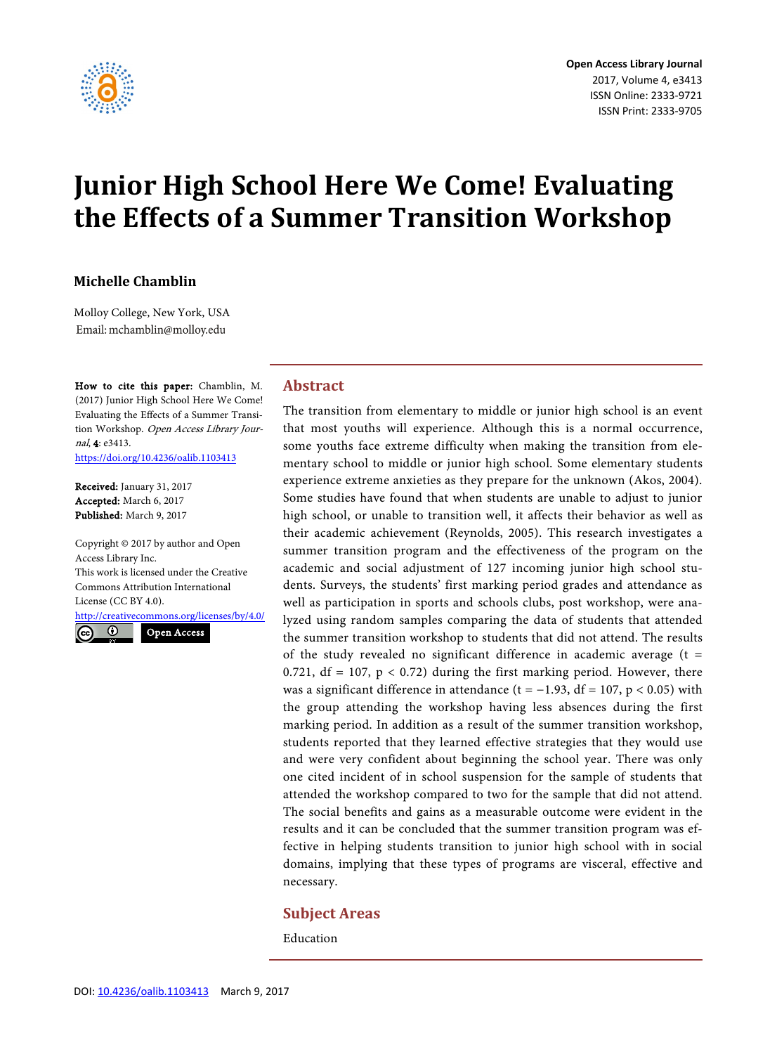# Junior High School Here We Come! Evaluating the Effects of a Summer Transition Workshop

**Michelle Chamblin**

Molloy College, New York, USA
Email: mchamblin@molloy.edu

**How to cite this paper:** Chamblin, M. (2017) Junior High School Here We Come! Evaluating the Effects of a Summer Transition Workshop. *Open Access Library Journal*, **4**: e3413.
https://doi.org/10.4236/oalib.1103413

**Received:** January 31, 2017
**Accepted:** March 6, 2017
**Published:** March 9, 2017

Copyright © 2017 by author and Open Access Library Inc.
This work is licensed under the Creative Commons Attribution International License (CC BY 4.0).
http://creativecommons.org/licenses/by/4.0/

Open Access

## Abstract

The transition from elementary to middle or junior high school is an event that most youths will experience. Although this is a normal occurrence, some youths face extreme difficulty when making the transition from elementary school to middle or junior high school. Some elementary students experience extreme anxieties as they prepare for the unknown (Akos, 2004). Some studies have found that when students are unable to adjust to junior high school, or unable to transition well, it affects their behavior as well as their academic achievement (Reynolds, 2005). This research investigates a summer transition program and the effectiveness of the program on the academic and social adjustment of 127 incoming junior high school students. Surveys, the students' first marking period grades and attendance as well as participation in sports and schools clubs, post workshop, were analyzed using random samples comparing the data of students that attended the summer transition workshop to students that did not attend. The results of the study revealed no significant difference in academic average ($t = 0.721$, $df = 107$, $p < 0.72$) during the first marking period. However, there was a significant difference in attendance ($t = -1.93$, $df = 107$, $p < 0.05$) with the group attending the workshop having less absences during the first marking period. In addition as a result of the summer transition workshop, students reported that they learned effective strategies that they would use and were very confident about beginning the school year. There was only one cited incident of in school suspension for the sample of students that attended the workshop compared to two for the sample that did not attend. The social benefits and gains as a measurable outcome were evident in the results and it can be concluded that the summer transition program was effective in helping students transition to junior high school with in social domains, implying that these types of programs are visceral, effective and necessary.

## Subject Areas

Education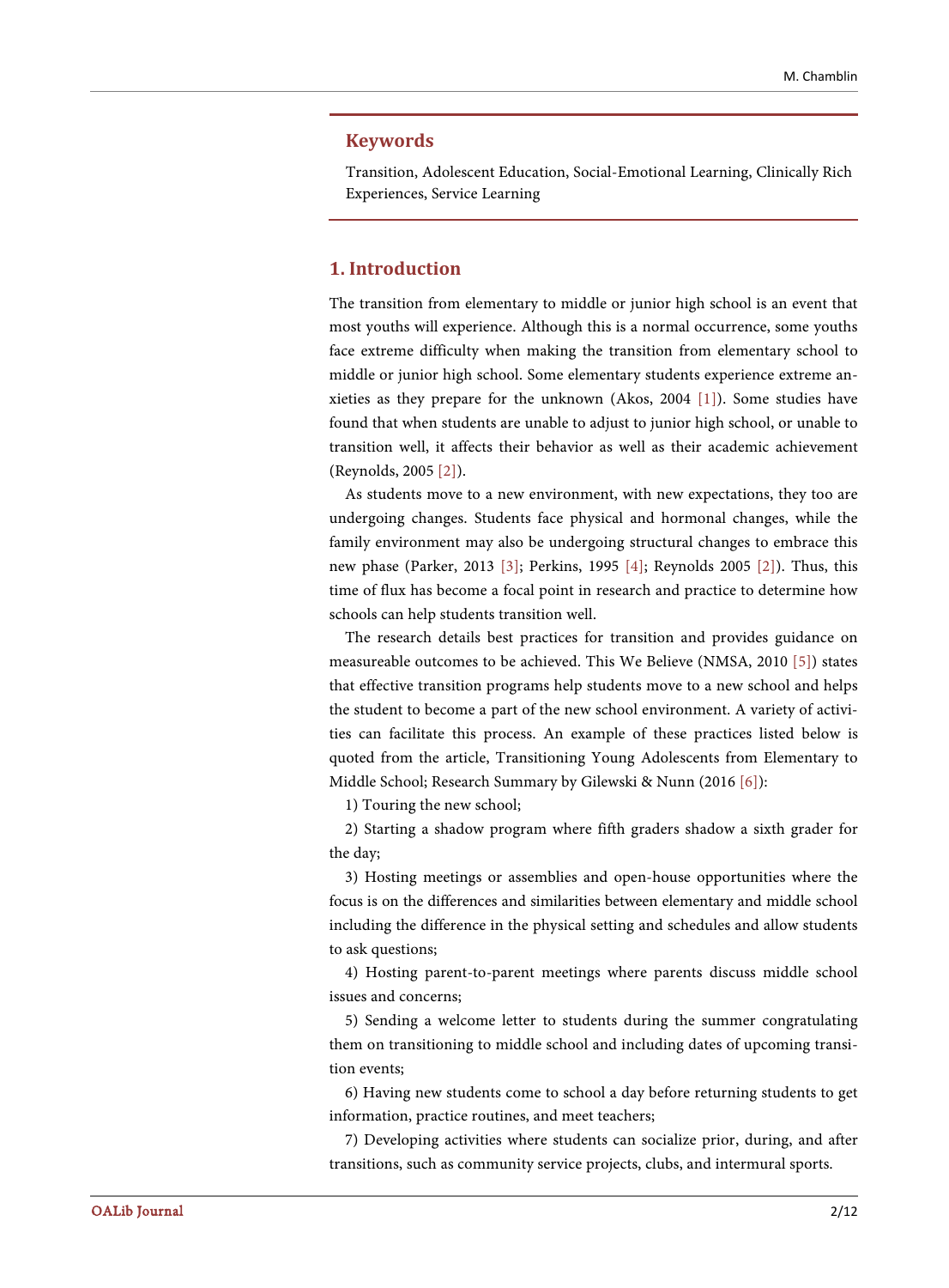## Keywords

Transition, Adolescent Education, Social-Emotional Learning, Clinically Rich Experiences, Service Learning

## 1. Introduction

The transition from elementary to middle or junior high school is an event that most youths will experience. Although this is a normal occurrence, some youths face extreme difficulty when making the transition from elementary school to middle or junior high school. Some elementary students experience extreme anxieties as they prepare for the unknown (Akos, 2004 [1]). Some studies have found that when students are unable to adjust to junior high school, or unable to transition well, it affects their behavior as well as their academic achievement (Reynolds, 2005 [2]).

As students move to a new environment, with new expectations, they too are undergoing changes. Students face physical and hormonal changes, while the family environment may also be undergoing structural changes to embrace this new phase (Parker, 2013 [3]; Perkins, 1995 [4]; Reynolds 2005 [2]). Thus, this time of flux has become a focal point in research and practice to determine how schools can help students transition well.

The research details best practices for transition and provides guidance on measureable outcomes to be achieved. This We Believe (NMSA, 2010 [5]) states that effective transition programs help students move to a new school and helps the student to become a part of the new school environment. A variety of activities can facilitate this process. An example of these practices listed below is quoted from the article, Transitioning Young Adolescents from Elementary to Middle School; Research Summary by Gilewski & Nunn (2016 [6]):

1) Touring the new school;

2) Starting a shadow program where fifth graders shadow a sixth grader for the day;

3) Hosting meetings or assemblies and open-house opportunities where the focus is on the differences and similarities between elementary and middle school including the difference in the physical setting and schedules and allow students to ask questions;

4) Hosting parent-to-parent meetings where parents discuss middle school issues and concerns;

5) Sending a welcome letter to students during the summer congratulating them on transitioning to middle school and including dates of upcoming transition events;

6) Having new students come to school a day before returning students to get information, practice routines, and meet teachers;

7) Developing activities where students can socialize prior, during, and after transitions, such as community service projects, clubs, and intermural sports.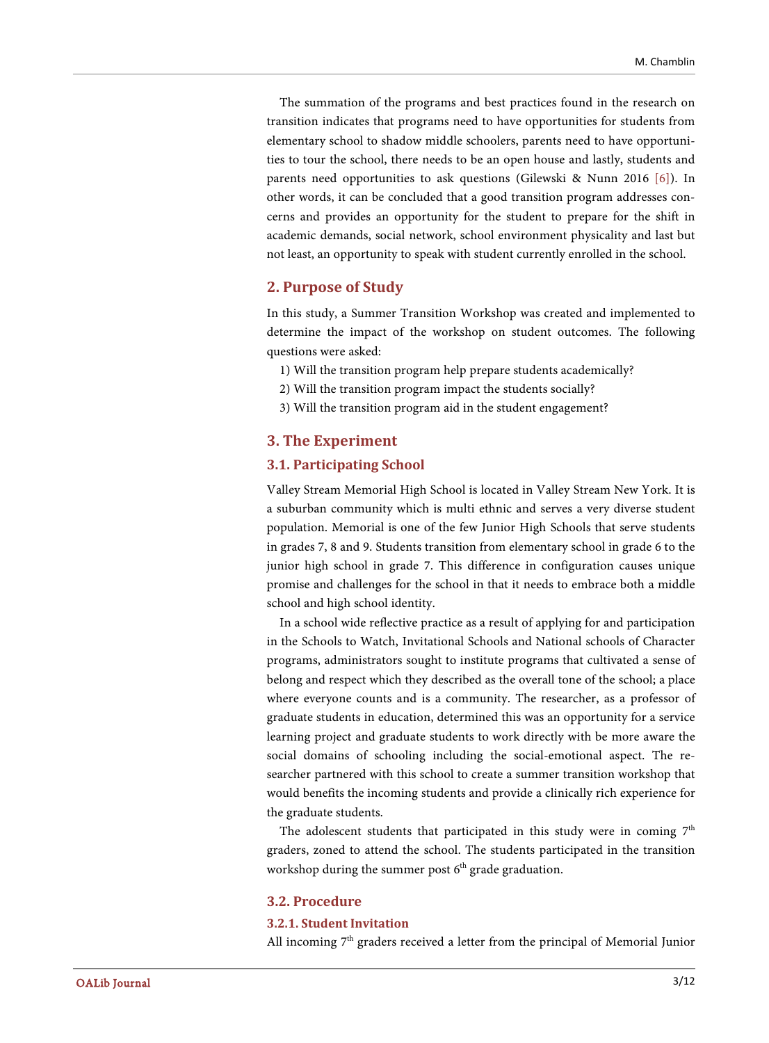The summation of the programs and best practices found in the research on transition indicates that programs need to have opportunities for students from elementary school to shadow middle schoolers, parents need to have opportunities to tour the school, there needs to be an open house and lastly, students and parents need opportunities to ask questions (Gilewski & Nunn 2016 [6]). In other words, it can be concluded that a good transition program addresses concerns and provides an opportunity for the student to prepare for the shift in academic demands, social network, school environment physicality and last but not least, an opportunity to speak with student currently enrolled in the school.

## 2. Purpose of Study

In this study, a Summer Transition Workshop was created and implemented to determine the impact of the workshop on student outcomes. The following questions were asked:

1) Will the transition program help prepare students academically?
2) Will the transition program impact the students socially?
3) Will the transition program aid in the student engagement?

## 3. The Experiment

### 3.1. Participating School

Valley Stream Memorial High School is located in Valley Stream New York. It is a suburban community which is multi ethnic and serves a very diverse student population. Memorial is one of the few Junior High Schools that serve students in grades 7, 8 and 9. Students transition from elementary school in grade 6 to the junior high school in grade 7. This difference in configuration causes unique promise and challenges for the school in that it needs to embrace both a middle school and high school identity.

In a school wide reflective practice as a result of applying for and participation in the Schools to Watch, Invitational Schools and National schools of Character programs, administrators sought to institute programs that cultivated a sense of belong and respect which they described as the overall tone of the school; a place where everyone counts and is a community. The researcher, as a professor of graduate students in education, determined this was an opportunity for a service learning project and graduate students to work directly with be more aware the social domains of schooling including the social-emotional aspect. The researcher partnered with this school to create a summer transition workshop that would benefits the incoming students and provide a clinically rich experience for the graduate students.

The adolescent students that participated in this study were in coming 7th graders, zoned to attend the school. The students participated in the transition workshop during the summer post 6th grade graduation.

### 3.2. Procedure

#### 3.2.1. Student Invitation

All incoming 7th graders received a letter from the principal of Memorial Junior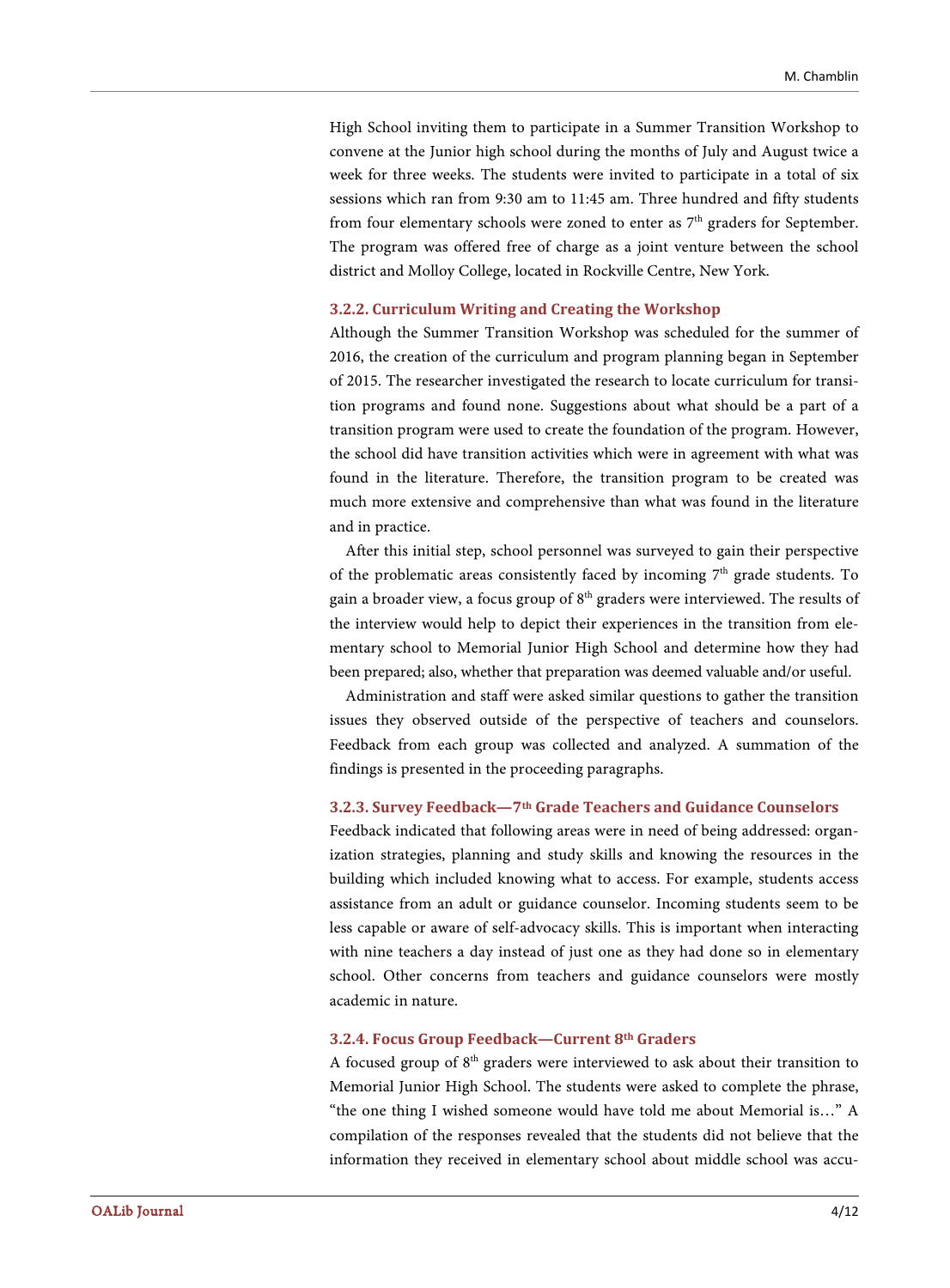High School inviting them to participate in a Summer Transition Workshop to convene at the Junior high school during the months of July and August twice a week for three weeks. The students were invited to participate in a total of six sessions which ran from 9:30 am to 11:45 am. Three hundred and fifty students from four elementary schools were zoned to enter as 7th graders for September. The program was offered free of charge as a joint venture between the school district and Molloy College, located in Rockville Centre, New York.

#### 3.2.2. Curriculum Writing and Creating the Workshop

Although the Summer Transition Workshop was scheduled for the summer of 2016, the creation of the curriculum and program planning began in September of 2015. The researcher investigated the research to locate curriculum for transition programs and found none. Suggestions about what should be a part of a transition program were used to create the foundation of the program. However, the school did have transition activities which were in agreement with what was found in the literature. Therefore, the transition program to be created was much more extensive and comprehensive than what was found in the literature and in practice.

After this initial step, school personnel was surveyed to gain their perspective of the problematic areas consistently faced by incoming 7th grade students. To gain a broader view, a focus group of 8th graders were interviewed. The results of the interview would help to depict their experiences in the transition from elementary school to Memorial Junior High School and determine how they had been prepared; also, whether that preparation was deemed valuable and/or useful.

Administration and staff were asked similar questions to gather the transition issues they observed outside of the perspective of teachers and counselors. Feedback from each group was collected and analyzed. A summation of the findings is presented in the proceeding paragraphs.

#### 3.2.3. Survey Feedback—7th Grade Teachers and Guidance Counselors

Feedback indicated that following areas were in need of being addressed: organization strategies, planning and study skills and knowing the resources in the building which included knowing what to access. For example, students access assistance from an adult or guidance counselor. Incoming students seem to be less capable or aware of self-advocacy skills. This is important when interacting with nine teachers a day instead of just one as they had done so in elementary school. Other concerns from teachers and guidance counselors were mostly academic in nature.

#### 3.2.4. Focus Group Feedback—Current 8th Graders

A focused group of 8th graders were interviewed to ask about their transition to Memorial Junior High School. The students were asked to complete the phrase, "the one thing I wished someone would have told me about Memorial is…" A compilation of the responses revealed that the students did not believe that the information they received in elementary school about middle school was accu-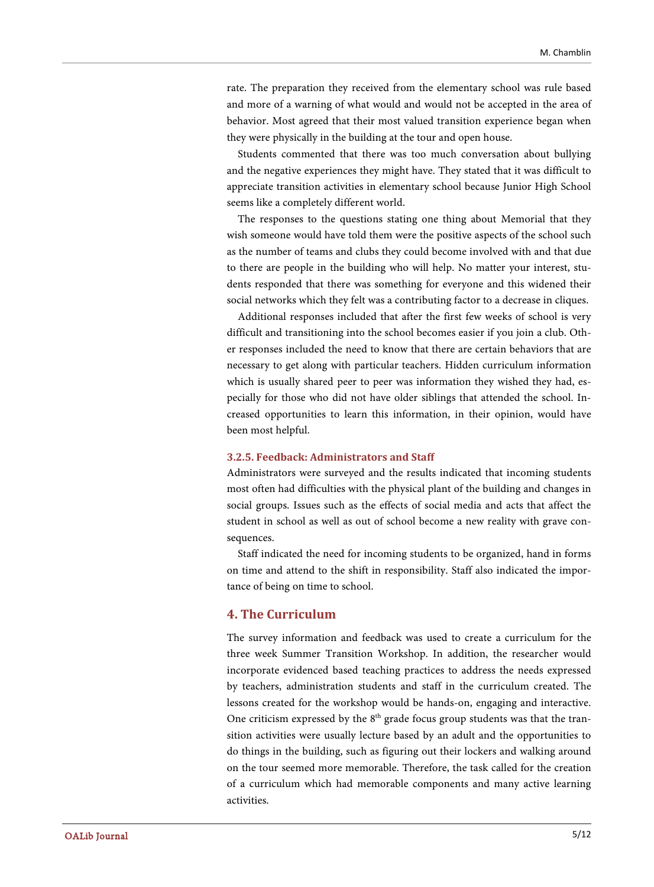rate. The preparation they received from the elementary school was rule based and more of a warning of what would and would not be accepted in the area of behavior. Most agreed that their most valued transition experience began when they were physically in the building at the tour and open house.

Students commented that there was too much conversation about bullying and the negative experiences they might have. They stated that it was difficult to appreciate transition activities in elementary school because Junior High School seems like a completely different world.

The responses to the questions stating one thing about Memorial that they wish someone would have told them were the positive aspects of the school such as the number of teams and clubs they could become involved with and that due to there are people in the building who will help. No matter your interest, students responded that there was something for everyone and this widened their social networks which they felt was a contributing factor to a decrease in cliques.

Additional responses included that after the first few weeks of school is very difficult and transitioning into the school becomes easier if you join a club. Other responses included the need to know that there are certain behaviors that are necessary to get along with particular teachers. Hidden curriculum information which is usually shared peer to peer was information they wished they had, especially for those who did not have older siblings that attended the school. Increased opportunities to learn this information, in their opinion, would have been most helpful.

#### 3.2.5. Feedback: Administrators and Staff

Administrators were surveyed and the results indicated that incoming students most often had difficulties with the physical plant of the building and changes in social groups. Issues such as the effects of social media and acts that affect the student in school as well as out of school become a new reality with grave consequences.

Staff indicated the need for incoming students to be organized, hand in forms on time and attend to the shift in responsibility. Staff also indicated the importance of being on time to school.

## 4. The Curriculum

The survey information and feedback was used to create a curriculum for the three week Summer Transition Workshop. In addition, the researcher would incorporate evidenced based teaching practices to address the needs expressed by teachers, administration students and staff in the curriculum created. The lessons created for the workshop would be hands-on, engaging and interactive. One criticism expressed by the 8th grade focus group students was that the transition activities were usually lecture based by an adult and the opportunities to do things in the building, such as figuring out their lockers and walking around on the tour seemed more memorable. Therefore, the task called for the creation of a curriculum which had memorable components and many active learning activities.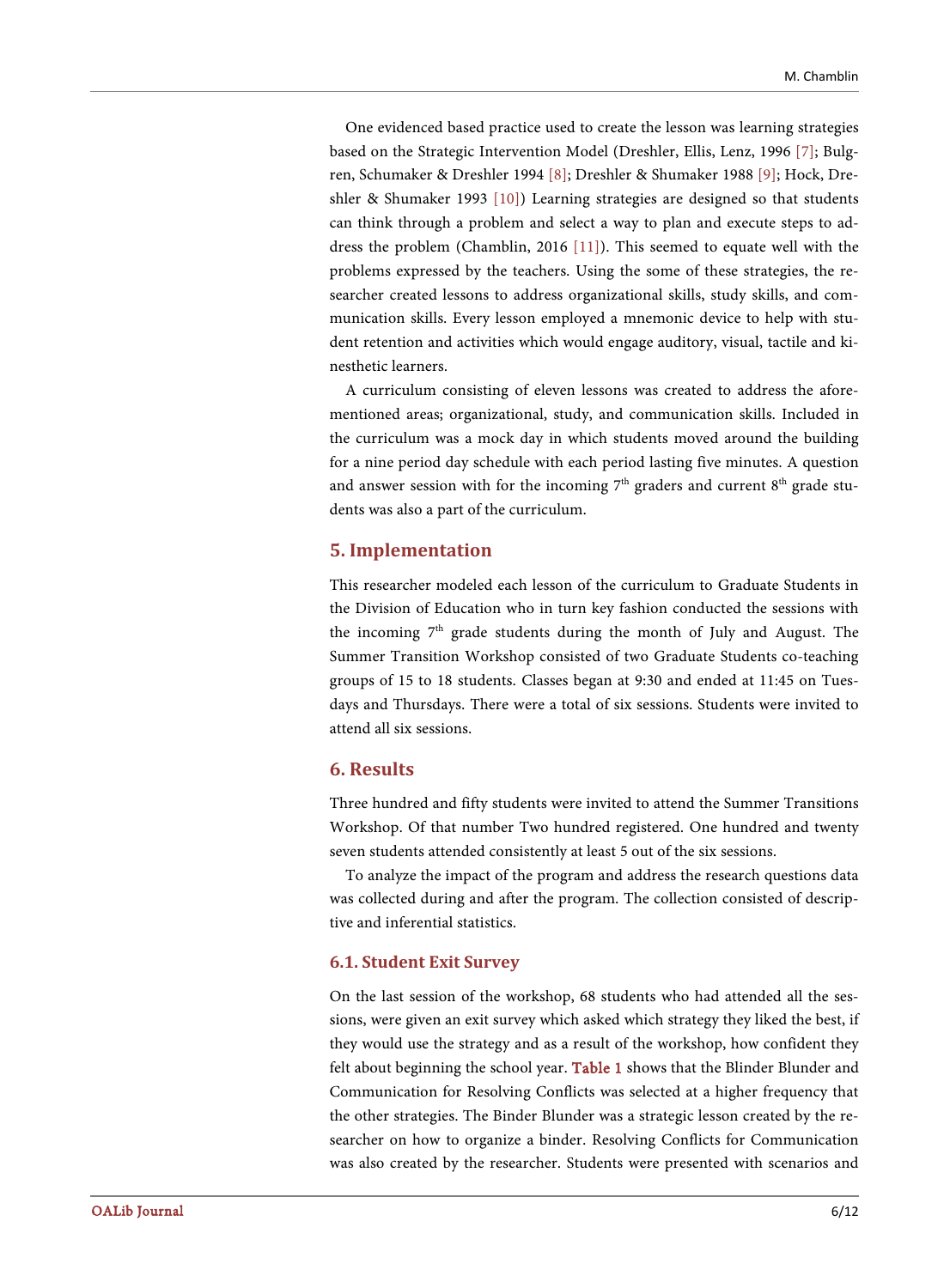One evidenced based practice used to create the lesson was learning strategies based on the Strategic Intervention Model (Dreshler, Ellis, Lenz, 1996 [7]; Bulgren, Schumaker & Dreshler 1994 [8]; Dreshler & Shumaker 1988 [9]; Hock, Dreshler & Shumaker 1993 [10]) Learning strategies are designed so that students can think through a problem and select a way to plan and execute steps to address the problem (Chamblin, 2016 [11]). This seemed to equate well with the problems expressed by the teachers. Using the some of these strategies, the researcher created lessons to address organizational skills, study skills, and communication skills. Every lesson employed a mnemonic device to help with student retention and activities which would engage auditory, visual, tactile and kinesthetic learners.

A curriculum consisting of eleven lessons was created to address the aforementioned areas; organizational, study, and communication skills. Included in the curriculum was a mock day in which students moved around the building for a nine period day schedule with each period lasting five minutes. A question and answer session with for the incoming 7th graders and current 8th grade students was also a part of the curriculum.

## 5. Implementation

This researcher modeled each lesson of the curriculum to Graduate Students in the Division of Education who in turn key fashion conducted the sessions with the incoming 7th grade students during the month of July and August. The Summer Transition Workshop consisted of two Graduate Students co-teaching groups of 15 to 18 students. Classes began at 9:30 and ended at 11:45 on Tuesdays and Thursdays. There were a total of six sessions. Students were invited to attend all six sessions.

## 6. Results

Three hundred and fifty students were invited to attend the Summer Transitions Workshop. Of that number Two hundred registered. One hundred and twenty seven students attended consistently at least 5 out of the six sessions.

To analyze the impact of the program and address the research questions data was collected during and after the program. The collection consisted of descriptive and inferential statistics.

### 6.1. Student Exit Survey

On the last session of the workshop, 68 students who had attended all the sessions, were given an exit survey which asked which strategy they liked the best, if they would use the strategy and as a result of the workshop, how confident they felt about beginning the school year. Table 1 shows that the Blinder Blunder and Communication for Resolving Conflicts was selected at a higher frequency that the other strategies. The Binder Blunder was a strategic lesson created by the researcher on how to organize a binder. Resolving Conflicts for Communication was also created by the researcher. Students were presented with scenarios and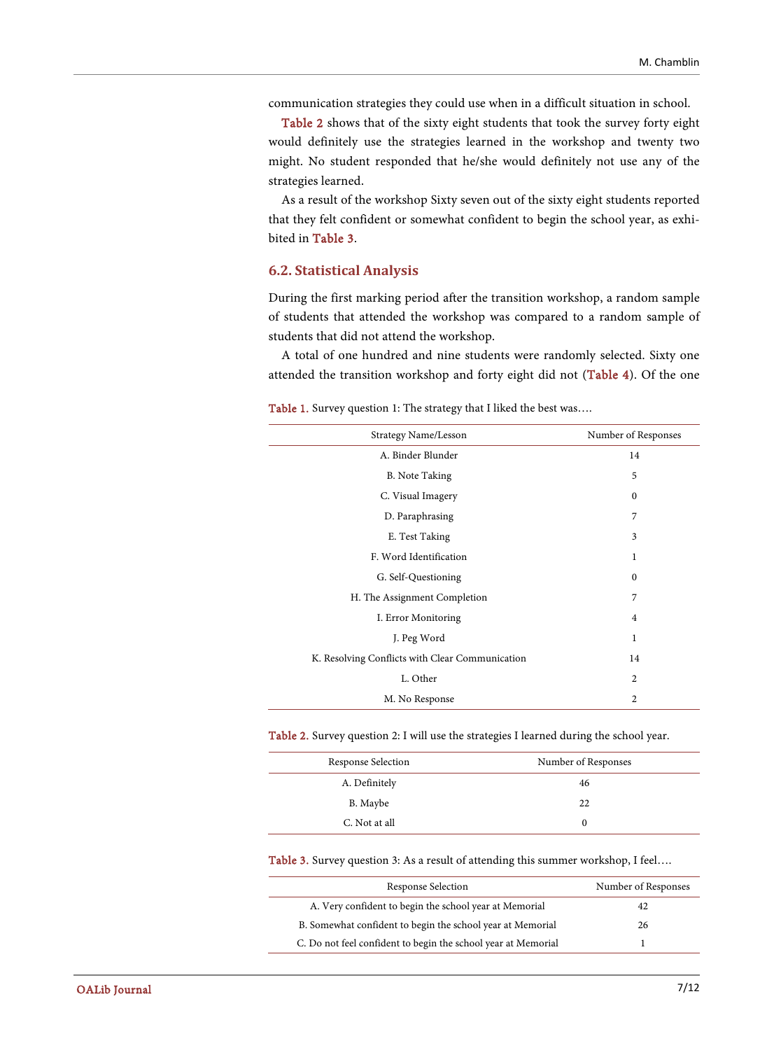communication strategies they could use when in a difficult situation in school.

Table 2 shows that of the sixty eight students that took the survey forty eight would definitely use the strategies learned in the workshop and twenty two might. No student responded that he/she would definitely not use any of the strategies learned.

As a result of the workshop Sixty seven out of the sixty eight students reported that they felt confident or somewhat confident to begin the school year, as exhibited in Table 3.

## 6.2. Statistical Analysis

During the first marking period after the transition workshop, a random sample of students that attended the workshop was compared to a random sample of students that did not attend the workshop.

A total of one hundred and nine students were randomly selected. Sixty one attended the transition workshop and forty eight did not (Table 4). Of the one

Table 1. Survey question 1: The strategy that I liked the best was….

| Strategy Name/Lesson | Number of Responses |
|---|---|
| A. Binder Blunder | 14 |
| B. Note Taking | 5 |
| C. Visual Imagery | 0 |
| D. Paraphrasing | 7 |
| E. Test Taking | 3 |
| F. Word Identification | 1 |
| G. Self-Questioning | 0 |
| H. The Assignment Completion | 7 |
| I. Error Monitoring | 4 |
| J. Peg Word | 1 |
| K. Resolving Conflicts with Clear Communication | 14 |
| L. Other | 2 |
| M. No Response | 2 |

Table 2. Survey question 2: I will use the strategies I learned during the school year.

| Response Selection | Number of Responses |
|---|---|
| A. Definitely | 46 |
| B. Maybe | 22 |
| C. Not at all | 0 |

Table 3. Survey question 3: As a result of attending this summer workshop, I feel….

| Response Selection | Number of Responses |
|---|---|
| A. Very confident to begin the school year at Memorial | 42 |
| B. Somewhat confident to begin the school year at Memorial | 26 |
| C. Do not feel confident to begin the school year at Memorial | 1 |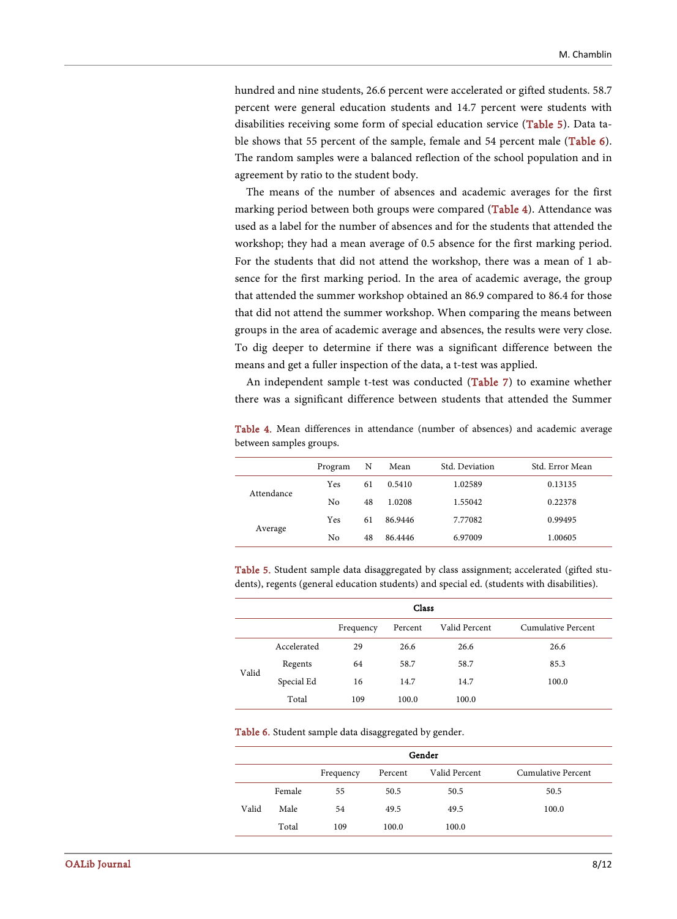hundred and nine students, 26.6 percent were accelerated or gifted students. 58.7 percent were general education students and 14.7 percent were students with disabilities receiving some form of special education service (Table 5). Data table shows that 55 percent of the sample, female and 54 percent male (Table 6). The random samples were a balanced reflection of the school population and in agreement by ratio to the student body.

The means of the number of absences and academic averages for the first marking period between both groups were compared (Table 4). Attendance was used as a label for the number of absences and for the students that attended the workshop; they had a mean average of 0.5 absence for the first marking period. For the students that did not attend the workshop, there was a mean of 1 absence for the first marking period. In the area of academic average, the group that attended the summer workshop obtained an 86.9 compared to 86.4 for those that did not attend the summer workshop. When comparing the means between groups in the area of academic average and absences, the results were very close. To dig deeper to determine if there was a significant difference between the means and get a fuller inspection of the data, a t-test was applied.

An independent sample t-test was conducted (Table 7) to examine whether there was a significant difference between students that attended the Summer

Table 4. Mean differences in attendance (number of absences) and academic average between samples groups.

| | Program | N | Mean | Std. Deviation | Std. Error Mean |
|---|---|---|---|---|---|
| Attendance | Yes | 61 | 0.5410 | 1.02589 | 0.13135 |
| | No | 48 | 1.0208 | 1.55042 | 0.22378 |
| Average | Yes | 61 | 86.9446 | 7.77082 | 0.99495 |
| | No | 48 | 86.4446 | 6.97009 | 1.00605 |

Table 5. Student sample data disaggregated by class assignment; accelerated (gifted students), regents (general education students) and special ed. (students with disabilities).

| Class | | | | | |
|---|---|---|---|---|---|
| | | Frequency | Percent | Valid Percent | Cumulative Percent |
| Valid | Accelerated | 29 | 26.6 | 26.6 | 26.6 |
| | Regents | 64 | 58.7 | 58.7 | 85.3 |
| | Special Ed | 16 | 14.7 | 14.7 | 100.0 |
| | Total | 109 | 100.0 | 100.0 | |

Table 6. Student sample data disaggregated by gender.

| Gender | | | | | |
|---|---|---|---|---|---|
| | | Frequency | Percent | Valid Percent | Cumulative Percent |
| Valid | Female | 55 | 50.5 | 50.5 | 50.5 |
| | Male | 54 | 49.5 | 49.5 | 100.0 |
| | Total | 109 | 100.0 | 100.0 | |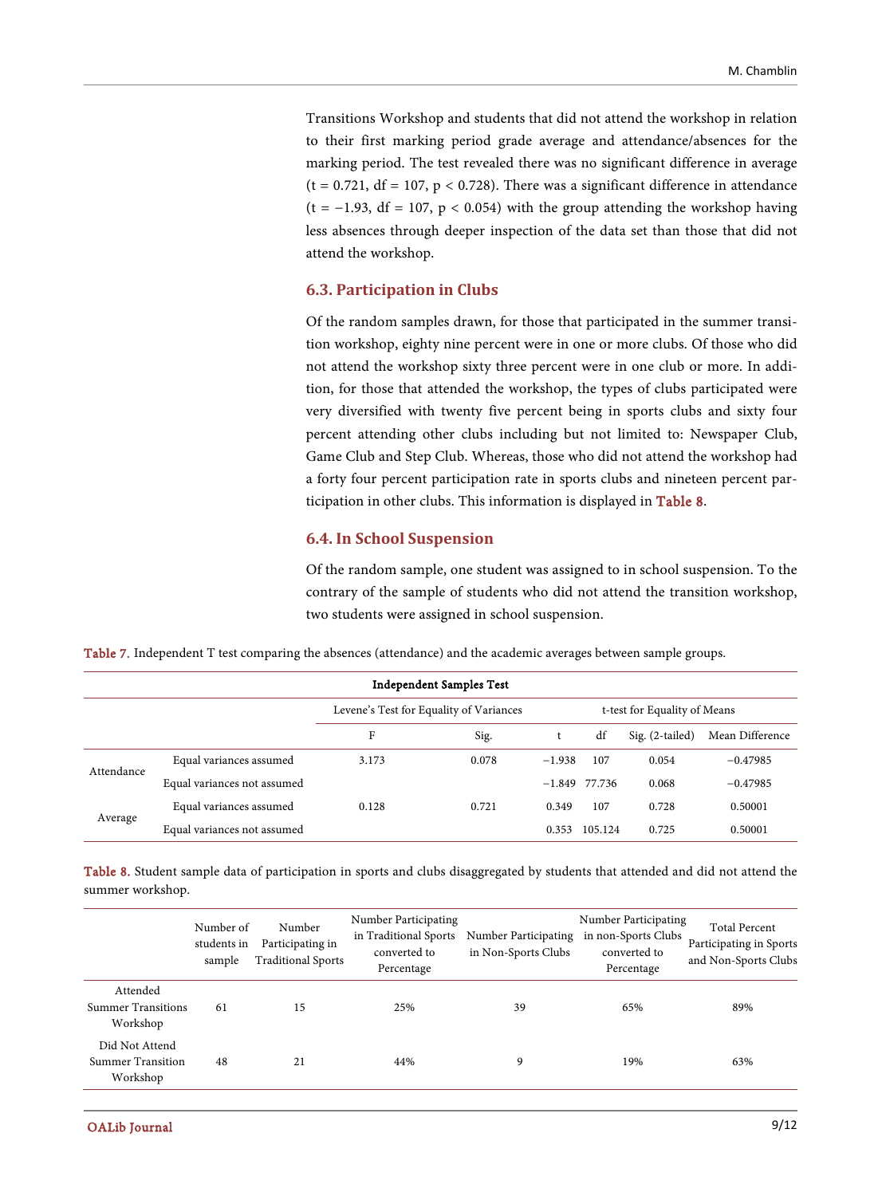Transitions Workshop and students that did not attend the workshop in relation to their first marking period grade average and attendance/absences for the marking period. The test revealed there was no significant difference in average ($t = 0.721$, $df = 107$, $p < 0.728$). There was a significant difference in attendance ($t = -1.93$, $df = 107$, $p < 0.054$) with the group attending the workshop having less absences through deeper inspection of the data set than those that did not attend the workshop.

### 6.3. Participation in Clubs

Of the random samples drawn, for those that participated in the summer transition workshop, eighty nine percent were in one or more clubs. Of those who did not attend the workshop sixty three percent were in one club or more. In addition, for those that attended the workshop, the types of clubs participated were very diversified with twenty five percent being in sports clubs and sixty four percent attending other clubs including but not limited to: Newspaper Club, Game Club and Step Club. Whereas, those who did not attend the workshop had a forty four percent participation rate in sports clubs and nineteen percent participation in other clubs. This information is displayed in Table 8.

### 6.4. In School Suspension

Of the random sample, one student was assigned to in school suspension. To the contrary of the sample of students who did not attend the transition workshop, two students were assigned in school suspension.

Table 7. Independent T test comparing the absences (attendance) and the academic averages between sample groups.

| Independent Samples Test | | | | | | | |
|---|---|---|---|---|---|---|---|
| | | Levene's Test for Equality of Variances | | t-test for Equality of Means | | | |
| | | F | Sig. | t | df | Sig. (2-tailed) | Mean Difference |
| Attendance | Equal variances assumed | 3.173 | 0.078 | −1.938 | 107 | 0.054 | −0.47985 |
| | Equal variances not assumed | | | −1.849 | 77.736 | 0.068 | −0.47985 |
| Average | Equal variances assumed | 0.128 | 0.721 | 0.349 | 107 | 0.728 | 0.50001 |
| | Equal variances not assumed | | | 0.353 | 105.124 | 0.725 | 0.50001 |

Table 8. Student sample data of participation in sports and clubs disaggregated by students that attended and did not attend the summer workshop.

| | Number of students in sample | Number Participating in Traditional Sports | Number Participating in Traditional Sports converted to Percentage | Number Participating in Non-Sports Clubs | Number Participating in non-Sports Clubs converted to Percentage | Total Percent Participating in Sports and Non-Sports Clubs |
|---|---|---|---|---|---|---|
| Attended Summer Transitions Workshop | 61 | 15 | 25% | 39 | 65% | 89% |
| Did Not Attend Summer Transition Workshop | 48 | 21 | 44% | 9 | 19% | 63% |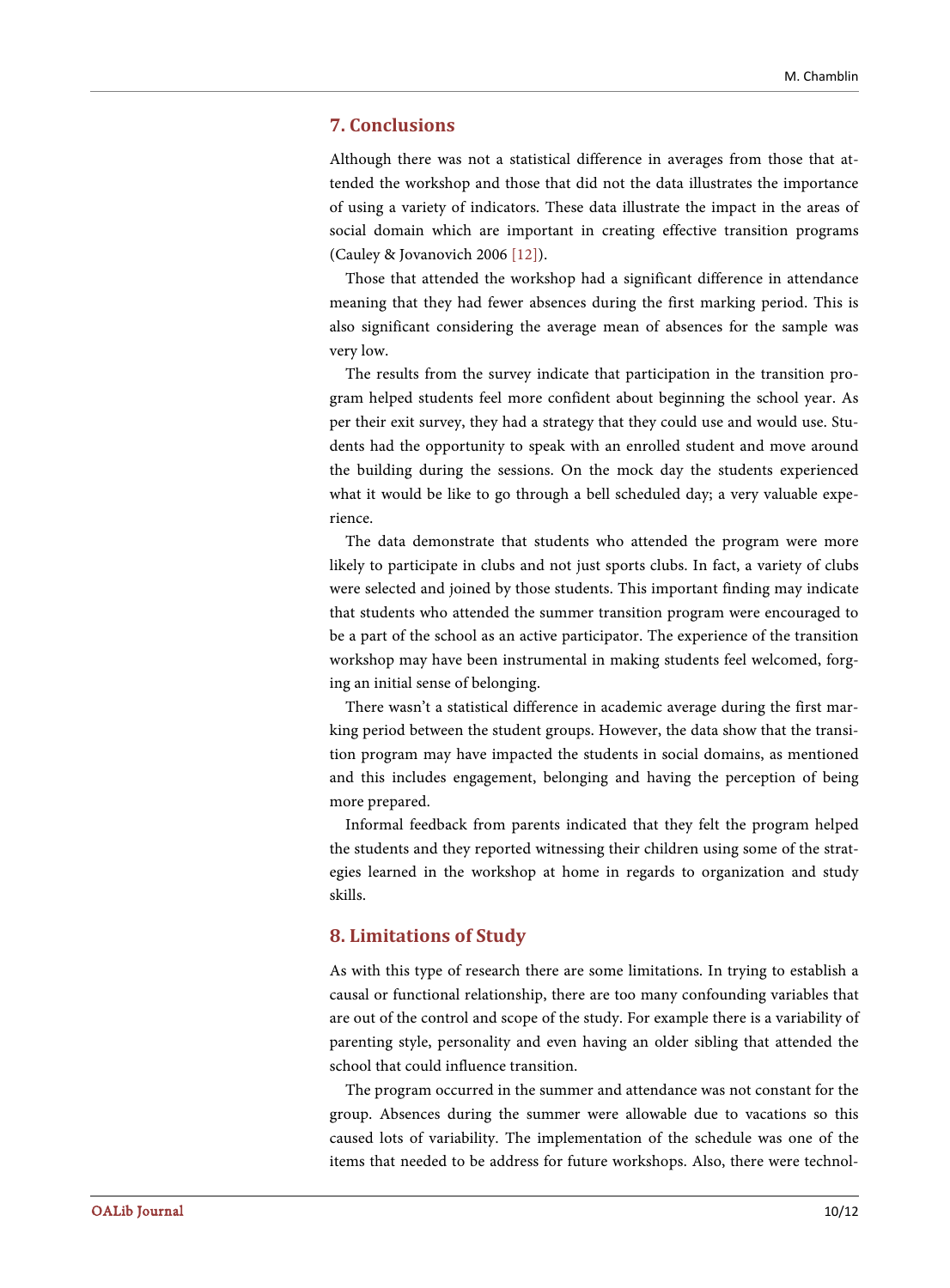## 7. Conclusions

Although there was not a statistical difference in averages from those that attended the workshop and those that did not the data illustrates the importance of using a variety of indicators. These data illustrate the impact in the areas of social domain which are important in creating effective transition programs (Cauley & Jovanovich 2006 [12]).

Those that attended the workshop had a significant difference in attendance meaning that they had fewer absences during the first marking period. This is also significant considering the average mean of absences for the sample was very low.

The results from the survey indicate that participation in the transition program helped students feel more confident about beginning the school year. As per their exit survey, they had a strategy that they could use and would use. Students had the opportunity to speak with an enrolled student and move around the building during the sessions. On the mock day the students experienced what it would be like to go through a bell scheduled day; a very valuable experience.

The data demonstrate that students who attended the program were more likely to participate in clubs and not just sports clubs. In fact, a variety of clubs were selected and joined by those students. This important finding may indicate that students who attended the summer transition program were encouraged to be a part of the school as an active participator. The experience of the transition workshop may have been instrumental in making students feel welcomed, forging an initial sense of belonging.

There wasn't a statistical difference in academic average during the first marking period between the student groups. However, the data show that the transition program may have impacted the students in social domains, as mentioned and this includes engagement, belonging and having the perception of being more prepared.

Informal feedback from parents indicated that they felt the program helped the students and they reported witnessing their children using some of the strategies learned in the workshop at home in regards to organization and study skills.

## 8. Limitations of Study

As with this type of research there are some limitations. In trying to establish a causal or functional relationship, there are too many confounding variables that are out of the control and scope of the study. For example there is a variability of parenting style, personality and even having an older sibling that attended the school that could influence transition.

The program occurred in the summer and attendance was not constant for the group. Absences during the summer were allowable due to vacations so this caused lots of variability. The implementation of the schedule was one of the items that needed to be address for future workshops. Also, there were technol-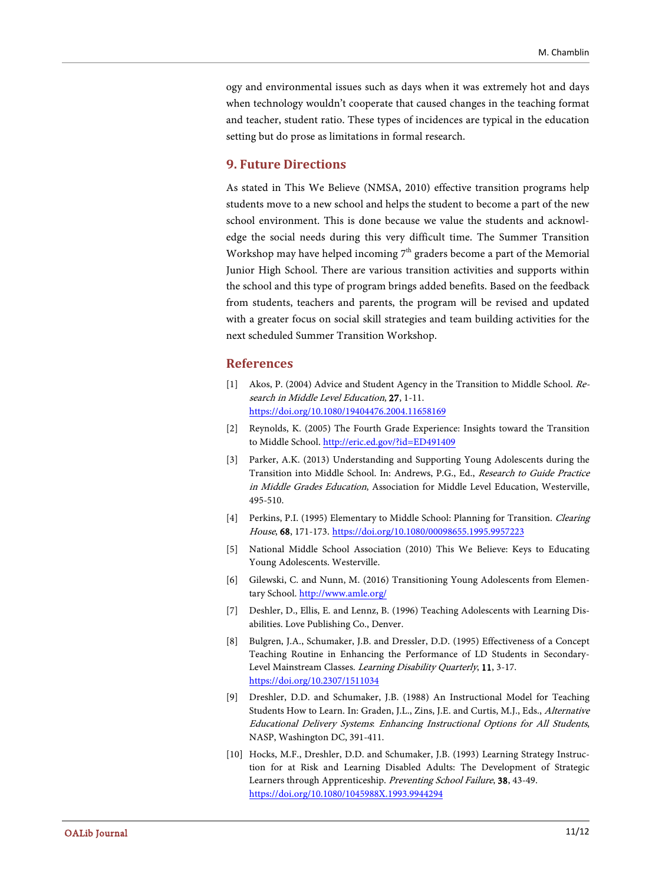ogy and environmental issues such as days when it was extremely hot and days when technology wouldn't cooperate that caused changes in the teaching format and teacher, student ratio. These types of incidences are typical in the education setting but do prose as limitations in formal research.

## 9. Future Directions

As stated in This We Believe (NMSA, 2010) effective transition programs help students move to a new school and helps the student to become a part of the new school environment. This is done because we value the students and acknowledge the social needs during this very difficult time. The Summer Transition Workshop may have helped incoming 7th graders become a part of the Memorial Junior High School. There are various transition activities and supports within the school and this type of program brings added benefits. Based on the feedback from students, teachers and parents, the program will be revised and updated with a greater focus on social skill strategies and team building activities for the next scheduled Summer Transition Workshop.

## References

[1] Akos, P. (2004) Advice and Student Agency in the Transition to Middle School. *Research in Middle Level Education*, **27**, 1-11. https://doi.org/10.1080/19404476.2004.11658169

[2] Reynolds, K. (2005) The Fourth Grade Experience: Insights toward the Transition to Middle School. http://eric.ed.gov/?id=ED491409

[3] Parker, A.K. (2013) Understanding and Supporting Young Adolescents during the Transition into Middle School. In: Andrews, P.G., Ed., *Research to Guide Practice in Middle Grades Education*, Association for Middle Level Education, Westerville, 495-510.

[4] Perkins, P.I. (1995) Elementary to Middle School: Planning for Transition. *Clearing House*, **68**, 171-173. https://doi.org/10.1080/00098655.1995.9957223

[5] National Middle School Association (2010) This We Believe: Keys to Educating Young Adolescents. Westerville.

[6] Gilewski, C. and Nunn, M. (2016) Transitioning Young Adolescents from Elementary School. http://www.amle.org/

[7] Deshler, D., Ellis, E. and Lennz, B. (1996) Teaching Adolescents with Learning Disabilities. Love Publishing Co., Denver.

[8] Bulgren, J.A., Schumaker, J.B. and Dressler, D.D. (1995) Effectiveness of a Concept Teaching Routine in Enhancing the Performance of LD Students in Secondary-Level Mainstream Classes. *Learning Disability Quarterly*, **11**, 3-17. https://doi.org/10.2307/1511034

[9] Dreshler, D.D. and Schumaker, J.B. (1988) An Instructional Model for Teaching Students How to Learn. In: Graden, J.L., Zins, J.E. and Curtis, M.J., Eds., *Alternative Educational Delivery Systems*: *Enhancing Instructional Options for All Students*, NASP, Washington DC, 391-411.

[10] Hocks, M.F., Dreshler, D.D. and Schumaker, J.B. (1993) Learning Strategy Instruction for at Risk and Learning Disabled Adults: The Development of Strategic Learners through Apprenticeship. *Preventing School Failure*, **38**, 43-49. https://doi.org/10.1080/1045988X.1993.9944294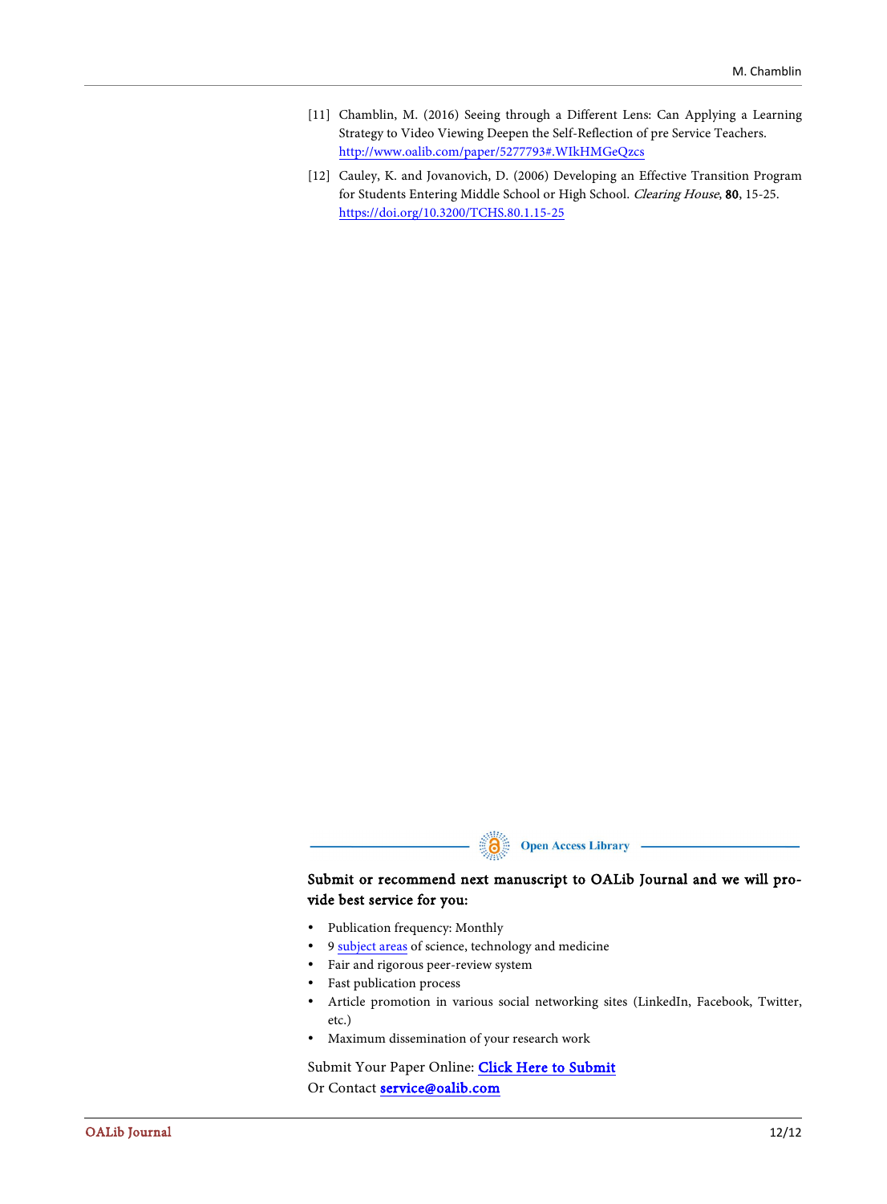[11] Chamblin, M. (2016) Seeing through a Different Lens: Can Applying a Learning Strategy to Video Viewing Deepen the Self-Reflection of pre Service Teachers. http://www.oalib.com/paper/5277793#.WIkHMGeQzcs

[12] Cauley, K. and Jovanovich, D. (2006) Developing an Effective Transition Program for Students Entering Middle School or High School. *Clearing House*, **80**, 15-25. https://doi.org/10.3200/TCHS.80.1.15-25

Open Access Library

**Submit or recommend next manuscript to OALib Journal and we will provide best service for you:**

- Publication frequency: Monthly
- 9 subject areas of science, technology and medicine
- Fair and rigorous peer-review system
- Fast publication process
- Article promotion in various social networking sites (LinkedIn, Facebook, Twitter, etc.)
- Maximum dissemination of your research work

Submit Your Paper Online: **Click Here to Submit**
Or Contact **service@oalib.com**